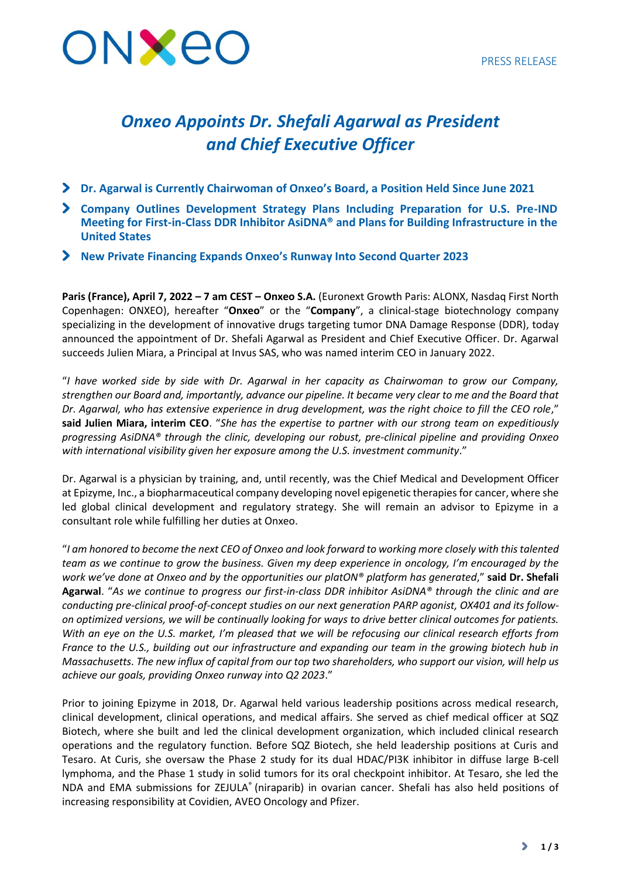PRESS RELEASE

# *Onxeo Appoints Dr. Shefali Agarwal as President and Chief Executive Officer*

- **Dr. Agarwal is Currently Chairwoman of Onxeo's Board, a Position Held Since June 2021**
- **Company Outlines Development Strategy Plans Including Preparation for U.S. Pre-IND Meeting for First-in-Class DDR Inhibitor AsiDNA® and Plans for Building Infrastructure in the United States**
- **New Private Financing Expands Onxeo's Runway Into Second Quarter 2023**

**Paris (France), April 7, 2022 – 7 am CEST – Onxeo S.A.** (Euronext Growth Paris: ALONX, Nasdaq First North Copenhagen: ONXEO), hereafter "**Onxeo**" or the "**Company**", a clinical-stage biotechnology company specializing in the development of innovative drugs targeting tumor DNA Damage Response (DDR), today announced the appointment of Dr. Shefali Agarwal as President and Chief Executive Officer. Dr. Agarwal succeeds Julien Miara, a Principal at Invus SAS, who was named interim CEO in January 2022.

"*I have worked side by side with Dr. Agarwal in her capacity as Chairwoman to grow our Company, strengthen our Board and, importantly, advance our pipeline. It became very clear to me and the Board that Dr. Agarwal, who has extensive experience in drug development, was the right choice to fill the CEO role*," **said Julien Miara, interim CEO**. "*She has the expertise to partner with our strong team on expeditiously progressing AsiDNA® through the clinic, developing our robust, pre-clinical pipeline and providing Onxeo with international visibility given her exposure among the U.S. investment community*."

Dr. Agarwal is a physician by training, and, until recently, was the Chief Medical and Development Officer at Epizyme, Inc., a biopharmaceutical company developing novel epigenetic therapies for cancer, where she led global clinical development and regulatory strategy. She will remain an advisor to Epizyme in a consultant role while fulfilling her duties at Onxeo.

"*I am honored to become the next CEO of Onxeo and look forward to working more closely with this talented team as we continue to grow the business. Given my deep experience in oncology, I'm encouraged by the work we've done at Onxeo and by the opportunities our platON® platform has generated*," **said Dr. Shefali Agarwal**. "*As we continue to progress our first-in-class DDR inhibitor AsiDNA® through the clinic and are conducting pre-clinical proof-of-concept studies on our next generation PARP agonist, OX401 and its follow-on optimized versions, we will be continually looking for ways to drive better clinical outcomes for patients. With an eye on the U.S. market, I'm pleased that we will be refocusing our clinical research efforts from France to the U.S., building out our infrastructure and expanding our team in the growing biotech hub in Massachusetts. The new influx of capital from our top two shareholders, who support our vision, will help us achieve our goals, providing Onxeo runway into Q2 2023*."

Prior to joining Epizyme in 2018, Dr. Agarwal held various leadership positions across medical research, clinical development, clinical operations, and medical affairs. She served as chief medical officer at SQZ Biotech, where she built and led the clinical development organization, which included clinical research operations and the regulatory function. Before SQZ Biotech, she held leadership positions at Curis and Tesaro. At Curis, she oversaw the Phase 2 study for its dual HDAC/PI3K inhibitor in diffuse large B-cell lymphoma, and the Phase 1 study in solid tumors for its oral checkpoint inhibitor. At Tesaro, she led the NDA and EMA submissions for ZEJULA® (niraparib) in ovarian cancer. Shefali has also held positions of increasing responsibility at Covidien, AVEO Oncology and Pfizer.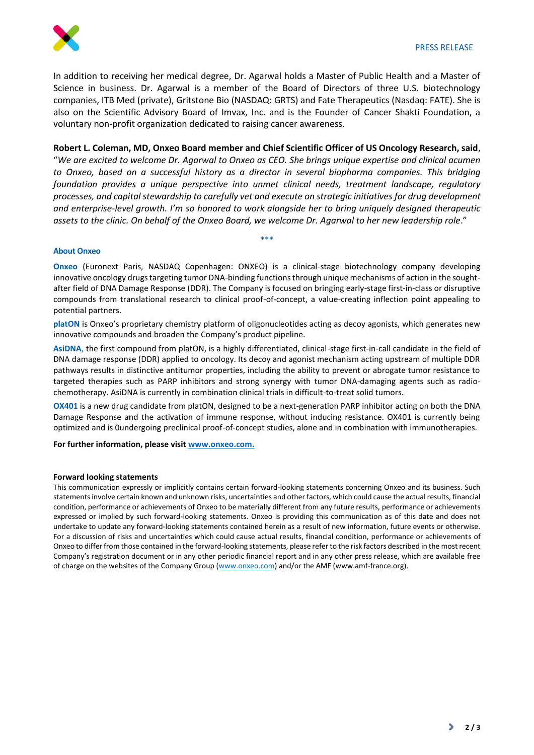In addition to receiving her medical degree, Dr. Agarwal holds a Master of Public Health and a Master of Science in business. Dr. Agarwal is a member of the Board of Directors of three U.S. biotechnology companies, ITB Med (private), Gritstone Bio (NASDAQ: GRTS) and Fate Therapeutics (Nasdaq: FATE). She is also on the Scientific Advisory Board of Imvax, Inc. and is the Founder of Cancer Shakti Foundation, a voluntary non-profit organization dedicated to raising cancer awareness.

**Robert L. Coleman, MD, Onxeo Board member and Chief Scientific Officer of US Oncology Research, said**, "*We are excited to welcome Dr. Agarwal to Onxeo as CEO. She brings unique expertise and clinical acumen to Onxeo, based on a successful history as a director in several biopharma companies. This bridging foundation provides a unique perspective into unmet clinical needs, treatment landscape, regulatory processes, and capital stewardship to carefully vet and execute on strategic initiatives for drug development and enterprise-level growth. I'm so honored to work alongside her to bring uniquely designed therapeutic assets to the clinic. On behalf of the Onxeo Board, we welcome Dr. Agarwal to her new leadership role*."

\*\*\*

### About Onxeo

**Onxeo** (Euronext Paris, NASDAQ Copenhagen: ONXEO) is a clinical-stage biotechnology company developing innovative oncology drugs targeting tumor DNA-binding functions through unique mechanisms of action in the sought-after field of DNA Damage Response (DDR). The Company is focused on bringing early-stage first-in-class or disruptive compounds from translational research to clinical proof-of-concept, a value-creating inflection point appealing to potential partners.

**platON** is Onxeo's proprietary chemistry platform of oligonucleotides acting as decoy agonists, which generates new innovative compounds and broaden the Company's product pipeline.

**AsiDNA**, the first compound from platON, is a highly differentiated, clinical-stage first-in-call candidate in the field of DNA damage response (DDR) applied to oncology. Its decoy and agonist mechanism acting upstream of multiple DDR pathways results in distinctive antitumor properties, including the ability to prevent or abrogate tumor resistance to targeted therapies such as PARP inhibitors and strong synergy with tumor DNA-damaging agents such as radio-chemotherapy. AsiDNA is currently in combination clinical trials in difficult-to-treat solid tumors.

**OX401** is a new drug candidate from platON, designed to be a next-generation PARP inhibitor acting on both the DNA Damage Response and the activation of immune response, without inducing resistance. OX401 is currently being optimized and is 0undergoing preclinical proof-of-concept studies, alone and in combination with immunotherapies.

**For further information, please visit [www.onxeo.com.](http://www.onxeo.com)**

#### Forward looking statements

This communication expressly or implicitly contains certain forward-looking statements concerning Onxeo and its business. Such statements involve certain known and unknown risks, uncertainties and other factors, which could cause the actual results, financial condition, performance or achievements of Onxeo to be materially different from any future results, performance or achievements expressed or implied by such forward-looking statements. Onxeo is providing this communication as of this date and does not undertake to update any forward-looking statements contained herein as a result of new information, future events or otherwise. For a discussion of risks and uncertainties which could cause actual results, financial condition, performance or achievements of Onxeo to differ from those contained in the forward-looking statements, please refer to the risk factors described in the most recent Company's registration document or in any other periodic financial report and in any other press release, which are available free of charge on the websites of the Company Group ([www.onxeo.com](http://www.onxeo.com)) and/or the AMF (www.amf-france.org).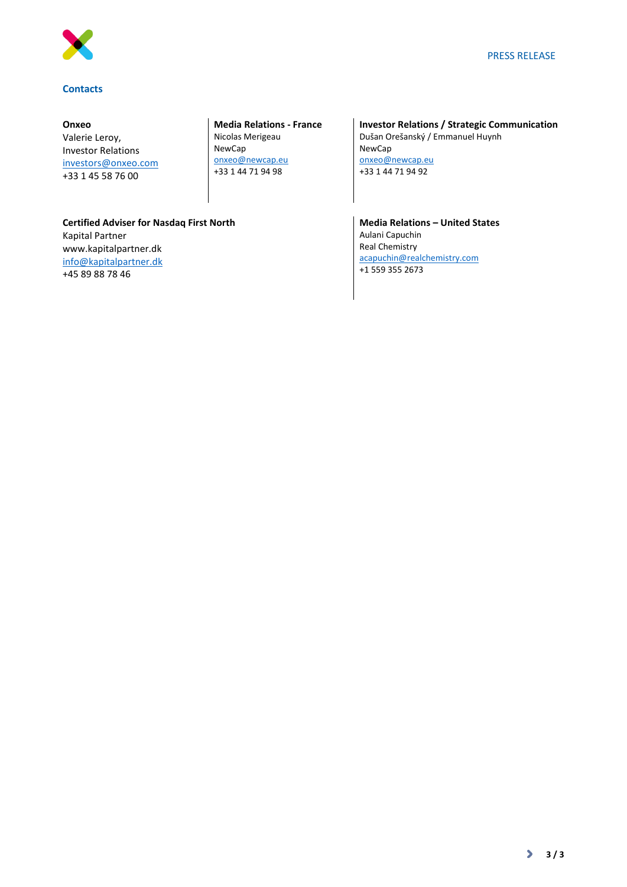## Contacts

**Onxeo**
Valerie Leroy,
Investor Relations
investors@onxeo.com
+33 1 45 58 76 00

**Media Relations - France**
Nicolas Merigeau
NewCap
onxeo@newcap.eu
+33 1 44 71 94 98

**Investor Relations / Strategic Communication**
Dušan Orešanský / Emmanuel Huynh
NewCap
onxeo@newcap.eu
+33 1 44 71 94 92

**Certified Adviser for Nasdaq First North**
Kapital Partner
www.kapitalpartner.dk
info@kapitalpartner.dk
+45 89 88 78 46

**Media Relations – United States**
Aulani Capuchin
Real Chemistry
acapuchin@realchemistry.com
+1 559 355 2673